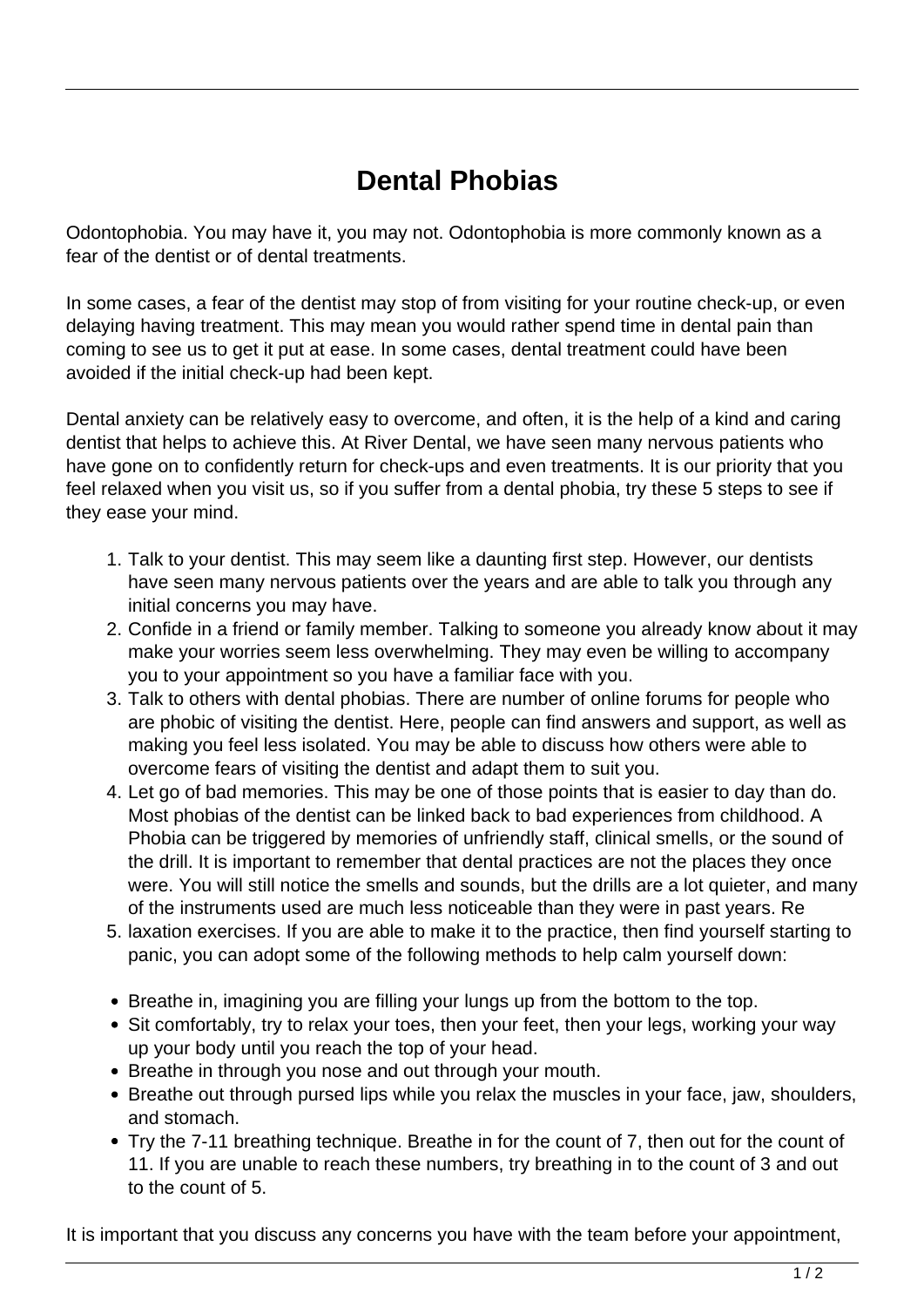# Dental Phobias

Odontophobia. You may have it, you may not. Odontophobia is more commonly known as a fear of the dentist or of dental treatments.

In some cases, a fear of the dentist may stop of from visiting for your routine check-up, or even delaying having treatment. This may mean you would rather spend time in dental pain than coming to see us to get it put at ease. In some cases, dental treatment could have been avoided if the initial check-up had been kept.

Dental anxiety can be relatively easy to overcome, and often, it is the help of a kind and caring dentist that helps to achieve this. At River Dental, we have seen many nervous patients who have gone on to confidently return for check-ups and even treatments. It is our priority that you feel relaxed when you visit us, so if you suffer from a dental phobia, try these 5 steps to see if they ease your mind.

1. Talk to your dentist. This may seem like a daunting first step. However, our dentists have seen many nervous patients over the years and are able to talk you through any initial concerns you may have.
2. Confide in a friend or family member. Talking to someone you already know about it may make your worries seem less overwhelming. They may even be willing to accompany you to your appointment so you have a familiar face with you.
3. Talk to others with dental phobias. There are number of online forums for people who are phobic of visiting the dentist. Here, people can find answers and support, as well as making you feel less isolated. You may be able to discuss how others were able to overcome fears of visiting the dentist and adapt them to suit you.
4. Let go of bad memories. This may be one of those points that is easier to day than do. Most phobias of the dentist can be linked back to bad experiences from childhood. A Phobia can be triggered by memories of unfriendly staff, clinical smells, or the sound of the drill. It is important to remember that dental practices are not the places they once were. You will still notice the smells and sounds, but the drills are a lot quieter, and many of the instruments used are much less noticeable than they were in past years. Re
5. laxation exercises. If you are able to make it to the practice, then find yourself starting to panic, you can adopt some of the following methods to help calm yourself down:

- Breathe in, imagining you are filling your lungs up from the bottom to the top.
- Sit comfortably, try to relax your toes, then your feet, then your legs, working your way up your body until you reach the top of your head.
- Breathe in through you nose and out through your mouth.
- Breathe out through pursed lips while you relax the muscles in your face, jaw, shoulders, and stomach.
- Try the 7-11 breathing technique. Breathe in for the count of 7, then out for the count of 11. If you are unable to reach these numbers, try breathing in to the count of 3 and out to the count of 5.

It is important that you discuss any concerns you have with the team before your appointment,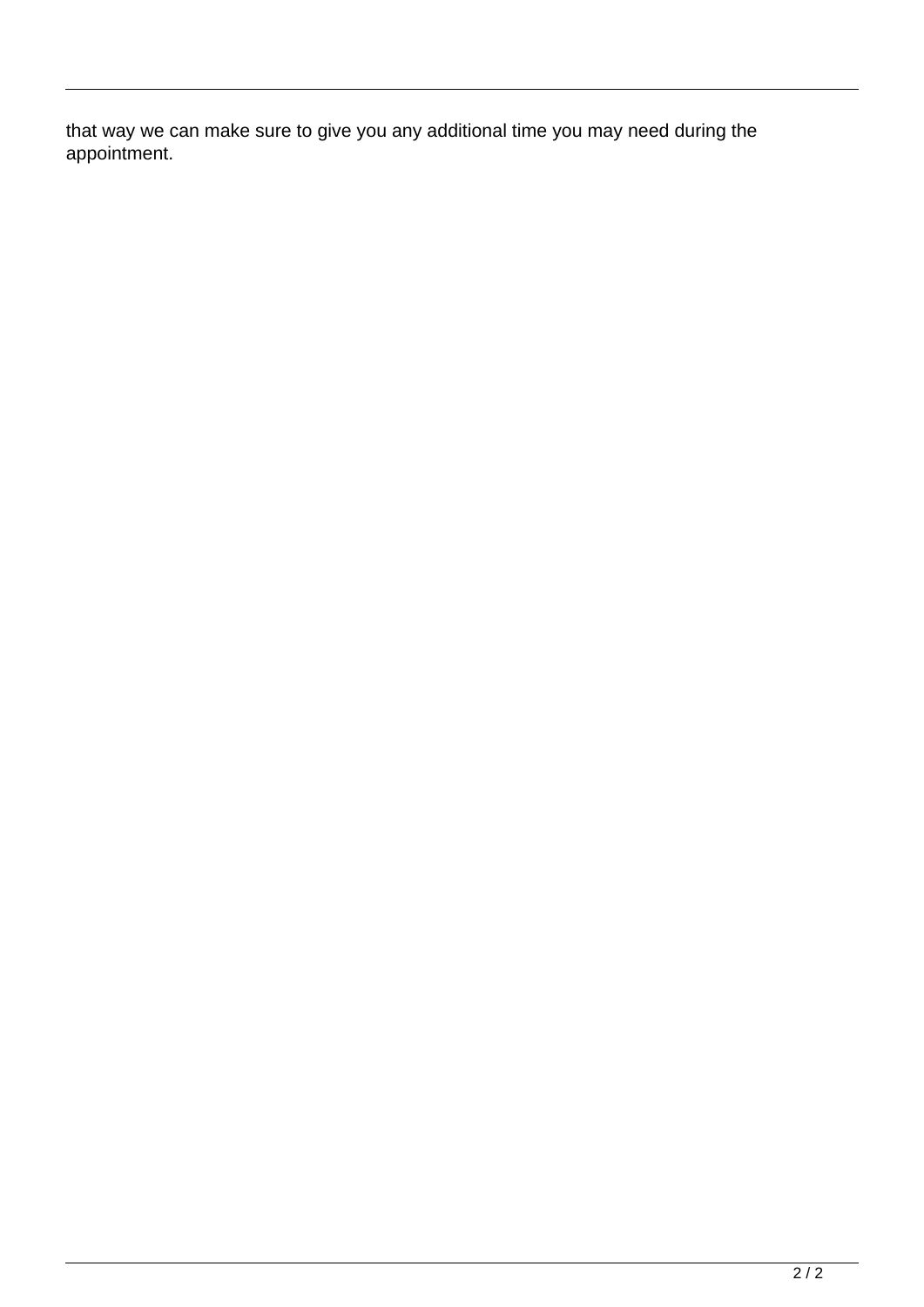that way we can make sure to give you any additional time you may need during the appointment.